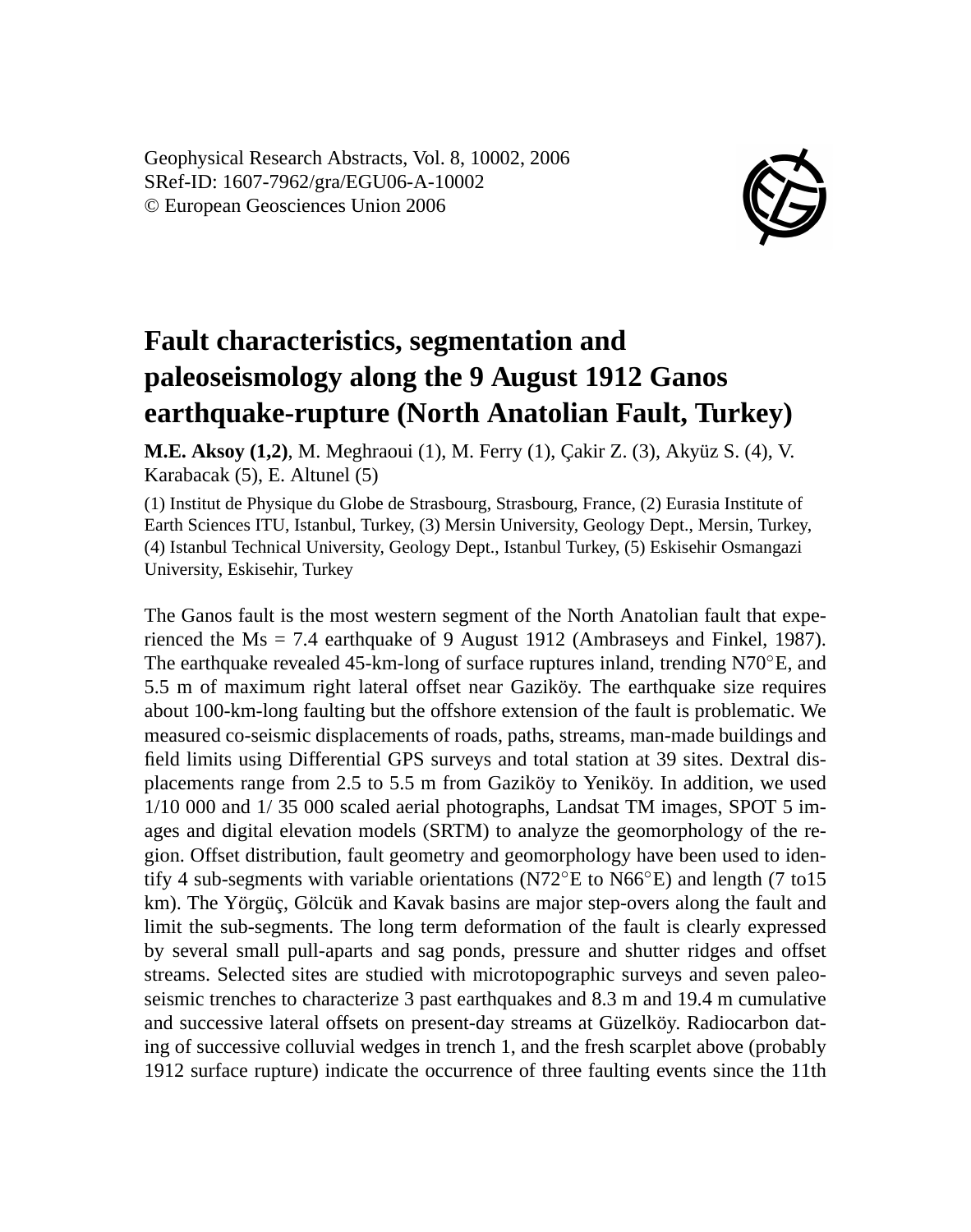Geophysical Research Abstracts, Vol. 8, 10002, 2006
SRef-ID: 1607-7962/gra/EGU06-A-10002
© European Geosciences Union 2006

# Fault characteristics, segmentation and paleoseismology along the 9 August 1912 Ganos earthquake-rupture (North Anatolian Fault, Turkey)

**M.E. Aksoy (1,2)**, M. Meghraoui (1), M. Ferry (1), Çakir Z. (3), Akyüz S. (4), V. Karabacak (5), E. Altunel (5)

(1) Institut de Physique du Globe de Strasbourg, Strasbourg, France, (2) Eurasia Institute of Earth Sciences ITU, Istanbul, Turkey, (3) Mersin University, Geology Dept., Mersin, Turkey, (4) Istanbul Technical University, Geology Dept., Istanbul Turkey, (5) Eskisehir Osmangazi University, Eskisehir, Turkey

The Ganos fault is the most western segment of the North Anatolian fault that experienced the Ms = 7.4 earthquake of 9 August 1912 (Ambraseys and Finkel, 1987). The earthquake revealed 45-km-long of surface ruptures inland, trending N70°E, and 5.5 m of maximum right lateral offset near Gaziköy. The earthquake size requires about 100-km-long faulting but the offshore extension of the fault is problematic. We measured co-seismic displacements of roads, paths, streams, man-made buildings and field limits using Differential GPS surveys and total station at 39 sites. Dextral displacements range from 2.5 to 5.5 m from Gaziköy to Yeniköy. In addition, we used 1/10 000 and 1/ 35 000 scaled aerial photographs, Landsat TM images, SPOT 5 images and digital elevation models (SRTM) to analyze the geomorphology of the region. Offset distribution, fault geometry and geomorphology have been used to identify 4 sub-segments with variable orientations (N72°E to N66°E) and length (7 to15 km). The Yörgüç, Gölcük and Kavak basins are major step-overs along the fault and limit the sub-segments. The long term deformation of the fault is clearly expressed by several small pull-aparts and sag ponds, pressure and shutter ridges and offset streams. Selected sites are studied with microtopographic surveys and seven paleoseismic trenches to characterize 3 past earthquakes and 8.3 m and 19.4 m cumulative and successive lateral offsets on present-day streams at Güzelköy. Radiocarbon dating of successive colluvial wedges in trench 1, and the fresh scarplet above (probably 1912 surface rupture) indicate the occurrence of three faulting events since the 11th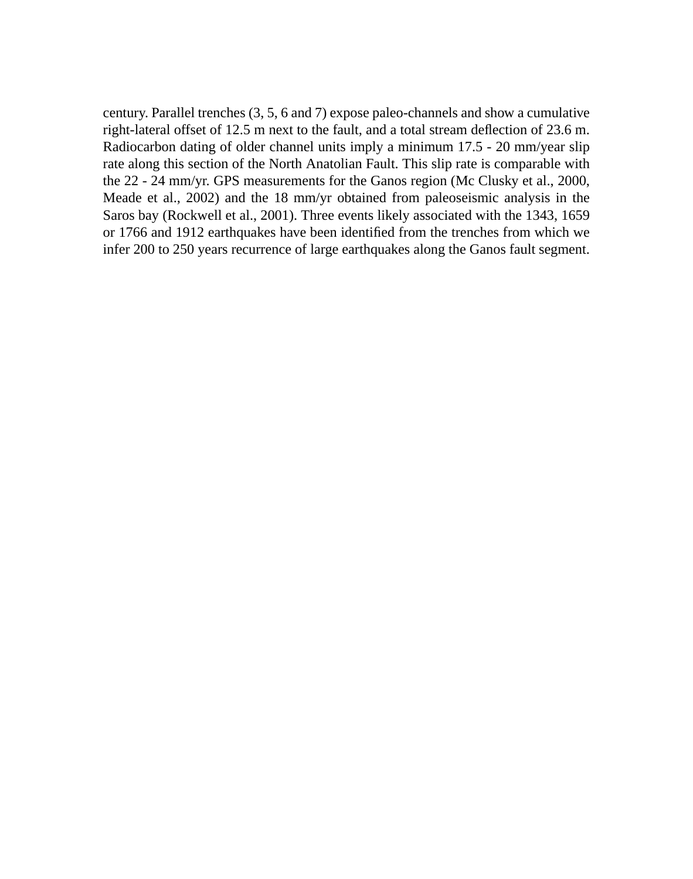century. Parallel trenches (3, 5, 6 and 7) expose paleo-channels and show a cumulative right-lateral offset of 12.5 m next to the fault, and a total stream deflection of 23.6 m. Radiocarbon dating of older channel units imply a minimum 17.5 - 20 mm/year slip rate along this section of the North Anatolian Fault. This slip rate is comparable with the 22 - 24 mm/yr. GPS measurements for the Ganos region (Mc Clusky et al., 2000, Meade et al., 2002) and the 18 mm/yr obtained from paleoseismic analysis in the Saros bay (Rockwell et al., 2001). Three events likely associated with the 1343, 1659 or 1766 and 1912 earthquakes have been identified from the trenches from which we infer 200 to 250 years recurrence of large earthquakes along the Ganos fault segment.